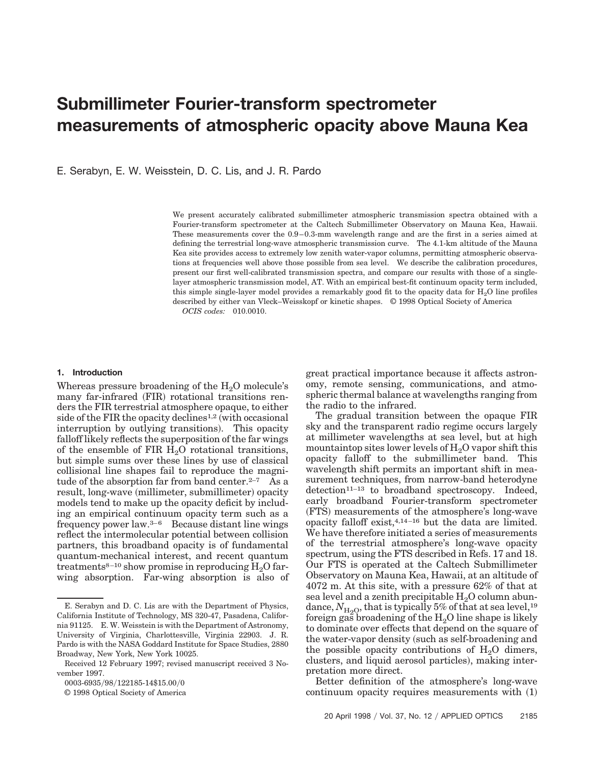# Submillimeter Fourier-transform spectrometer measurements of atmospheric opacity above Mauna Kea

E. Serabyn, E. W. Weisstein, D. C. Lis, and J. R. Pardo

We present accurately calibrated submillimeter atmospheric transmission spectra obtained with a Fourier-transform spectrometer at the Caltech Submillimeter Observatory on Mauna Kea, Hawaii. These measurements cover the 0.9–0.3-mm wavelength range and are the first in a series aimed at defining the terrestrial long-wave atmospheric transmission curve. The 4.1-km altitude of the Mauna Kea site provides access to extremely low zenith water-vapor columns, permitting atmospheric observations at frequencies well above those possible from sea level. We describe the calibration procedures, present our first well-calibrated transmission spectra, and compare our results with those of a single-layer atmospheric transmission model, AT. With an empirical best-fit continuum opacity term included, this simple single-layer model provides a remarkably good fit to the opacity data for $H_2O$ line profiles described by either van Vleck–Weisskopf or kinetic shapes. © 1998 Optical Society of America

*OCIS codes:* 010.0010.

## 1. Introduction

Whereas pressure broadening of the $H_2O$ molecule's many far-infrared (FIR) rotational transitions renders the FIR terrestrial atmosphere opaque, to either side of the FIR the opacity declines[1,2] (with occasional interruption by outlying transitions). This opacity falloff likely reflects the superposition of the far wings of the ensemble of FIR $H_2O$ rotational transitions, but simple sums over these lines by use of classical collisional line shapes fail to reproduce the magnitude of the absorption far from band center.[2–7] As a result, long-wave (millimeter, submillimeter) opacity models tend to make up the opacity deficit by including an empirical continuum opacity term such as a frequency power law.[3–6] Because distant line wings reflect the intermolecular potential between collision partners, this broadband opacity is of fundamental quantum-mechanical interest, and recent quantum treatments[8–10] show promise in reproducing $H_2O$ far-wing absorption. Far-wing absorption is also of great practical importance because it affects astronomy, remote sensing, communications, and atmospheric thermal balance at wavelengths ranging from the radio to the infrared.

The gradual transition between the opaque FIR sky and the transparent radio regime occurs largely at millimeter wavelengths at sea level, but at high mountaintop sites lower levels of $H_2O$ vapor shift this opacity falloff to the submillimeter band. This wavelength shift permits an important shift in measurement techniques, from narrow-band heterodyne detection[11–13] to broadband spectroscopy. Indeed, early broadband Fourier-transform spectrometer (FTS) measurements of the atmosphere's long-wave opacity falloff exist,[4,14–16] but the data are limited. We have therefore initiated a series of measurements of the terrestrial atmosphere's long-wave opacity spectrum, using the FTS described in Refs. 17 and 18. Our FTS is operated at the Caltech Submillimeter Observatory on Mauna Kea, Hawaii, at an altitude of 4072 m. At this site, with a pressure 62% of that at sea level and a zenith precipitable $H_2O$ column abundance, $N_{H_2O}$, that is typically 5% of that at sea level,[19] foreign gas broadening of the $H_2O$ line shape is likely to dominate over effects that depend on the square of the water-vapor density (such as self-broadening and the possible opacity contributions of $H_2O$ dimers, clusters, and liquid aerosol particles), making interpretation more direct.

Better definition of the atmosphere's long-wave continuum opacity requires measurements with (1)

E. Serabyn and D. C. Lis are with the Department of Physics, California Institute of Technology, MS 320-47, Pasadena, California 91125. E. W. Weisstein is with the Department of Astronomy, University of Virginia, Charlottesville, Virginia 22903. J. R. Pardo is with the NASA Goddard Institute for Space Studies, 2880 Broadway, New York, New York 10025.

Received 12 February 1997; revised manuscript received 3 November 1997.

0003-6935/98/122185-14$15.00/0

© 1998 Optical Society of America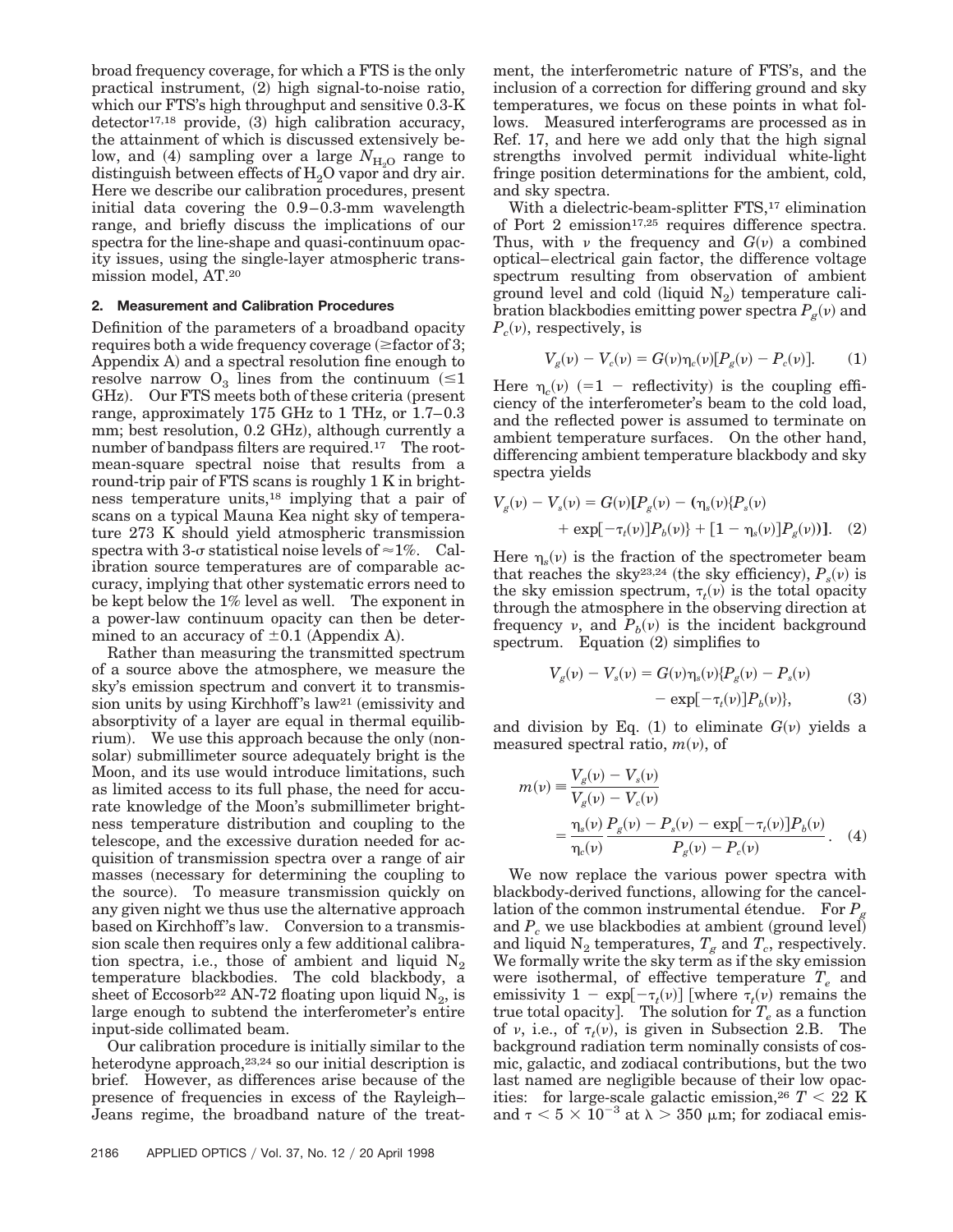broad frequency coverage, for which a FTS is the only practical instrument, (2) high signal-to-noise ratio, which our FTS's high throughput and sensitive 0.3-K detector[17,18] provide, (3) high calibration accuracy, the attainment of which is discussed extensively below, and (4) sampling over a large $N_{H_2O}$ range to distinguish between effects of $H_2O$ vapor and dry air. Here we describe our calibration procedures, present initial data covering the 0.9–0.3-mm wavelength range, and briefly discuss the implications of our spectra for the line-shape and quasi-continuum opacity issues, using the single-layer atmospheric transmission model, AT.[20]

## 2. Measurement and Calibration Procedures

Definition of the parameters of a broadband opacity requires both a wide frequency coverage ($\geq$factor of 3; Appendix A) and a spectral resolution fine enough to resolve narrow $O_3$ lines from the continuum ($\leq$1 GHz). Our FTS meets both of these criteria (present range, approximately 175 GHz to 1 THz, or 1.7–0.3 mm; best resolution, 0.2 GHz), although currently a number of bandpass filters are required.[17] The root-mean-square spectral noise that results from a round-trip pair of FTS scans is roughly 1 K in brightness temperature units,[18] implying that a pair of scans on a typical Mauna Kea night sky of temperature 273 K should yield atmospheric transmission spectra with 3-σ statistical noise levels of ≈1%. Calibration source temperatures are of comparable accuracy, implying that other systematic errors need to be kept below the 1% level as well. The exponent in a power-law continuum opacity can then be determined to an accuracy of $\pm$0.1 (Appendix A).

Rather than measuring the transmitted spectrum of a source above the atmosphere, we measure the sky's emission spectrum and convert it to transmission units by using Kirchhoff's law[21] (emissivity and absorptivity of a layer are equal in thermal equilibrium). We use this approach because the only (nonsolar) submillimeter source adequately bright is the Moon, and its use would introduce limitations, such as limited access to its full phase, the need for accurate knowledge of the Moon's submillimeter brightness temperature distribution and coupling to the telescope, and the excessive duration needed for acquisition of transmission spectra over a range of air masses (necessary for determining the coupling to the source). To measure transmission quickly on any given night we thus use the alternative approach based on Kirchhoff's law. Conversion to a transmission scale then requires only a few additional calibration spectra, i.e., those of ambient and liquid $N_2$ temperature blackbodies. The cold blackbody, a sheet of Eccosorb[22] AN-72 floating upon liquid $N_2$, is large enough to subtend the interferometer's entire input-side collimated beam.

Our calibration procedure is initially similar to the heterodyne approach,[23,24] so our initial description is brief. However, as differences arise because of the presence of frequencies in excess of the Rayleigh–Jeans regime, the broadband nature of the treatment, the interferometric nature of FTS's, and the inclusion of a correction for differing ground and sky temperatures, we focus on these points in what follows. Measured interferograms are processed as in Ref. 17, and here we add only that the high signal strengths involved permit individual white-light fringe position determinations for the ambient, cold, and sky spectra.

With a dielectric-beam-splitter FTS,[17] elimination of Port 2 emission[17,25] requires difference spectra. Thus, with $\nu$ the frequency and $G(\nu)$ a combined optical–electrical gain factor, the difference voltage spectrum resulting from observation of ambient ground level and cold (liquid $N_2$) temperature calibration blackbodies emitting power spectra $P_g(\nu)$ and $P_c(\nu)$, respectively, is

$$V_g(\nu) - V_c(\nu) = G(\nu)\eta_c(\nu)[P_g(\nu) - P_c(\nu)]. \tag{1}$$

Here $\eta_c(\nu)$ (=1 − reflectivity) is the coupling efficiency of the interferometer's beam to the cold load, and the reflected power is assumed to terminate on ambient temperature surfaces. On the other hand, differencing ambient temperature blackbody and sky spectra yields

$$V_g(\nu) - V_s(\nu) = G(\nu)[P_g(\nu) - (\eta_s(\nu)\{P_s(\nu) + \exp[-\tau_t(\nu)]P_b(\nu)\} + [1 - \eta_s(\nu)]P_g(\nu))]. \tag{2}$$

Here $\eta_s(\nu)$ is the fraction of the spectrometer beam that reaches the sky[23,24] (the sky efficiency), $P_s(\nu)$ is the sky emission spectrum, $\tau_t(\nu)$ is the total opacity through the atmosphere in the observing direction at frequency $\nu$, and $P_b(\nu)$ is the incident background spectrum. Equation (2) simplifies to

$$V_g(\nu) - V_s(\nu) = G(\nu)\eta_s(\nu)\{P_g(\nu) - P_s(\nu) - \exp[-\tau_t(\nu)]P_b(\nu)\}, \tag{3}$$

and division by Eq. (1) to eliminate $G(\nu)$ yields a measured spectral ratio, $m(\nu)$, of

$$m(\nu) \equiv \frac{V_g(\nu) - V_s(\nu)}{V_g(\nu) - V_c(\nu)} = \frac{\eta_s(\nu)}{\eta_c(\nu)} \frac{P_g(\nu) - P_s(\nu) - \exp[-\tau_t(\nu)]P_b(\nu)}{P_g(\nu) - P_c(\nu)}. \tag{4}$$

We now replace the various power spectra with blackbody-derived functions, allowing for the cancellation of the common instrumental étendue. For $P_g$ and $P_c$ we use blackbodies at ambient (ground level) and liquid $N_2$ temperatures, $T_g$ and $T_c$, respectively. We formally write the sky term as if the sky emission were isothermal, of effective temperature $T_e$ and emissivity $1 - \exp[-\tau_t(\nu)]$ [where $\tau_t(\nu)$ remains the true total opacity]. The solution for $T_e$ as a function of $\nu$, i.e., of $\tau_t(\nu)$, is given in Subsection 2.B. The background radiation term nominally consists of cosmic, galactic, and zodiacal contributions, but the two last named are negligible because of their low opacities: for large-scale galactic emission,[26] $T < 22$ K and $\tau < 5 \times 10^{-3}$ at $\lambda > 350$ μm; for zodiacal emis-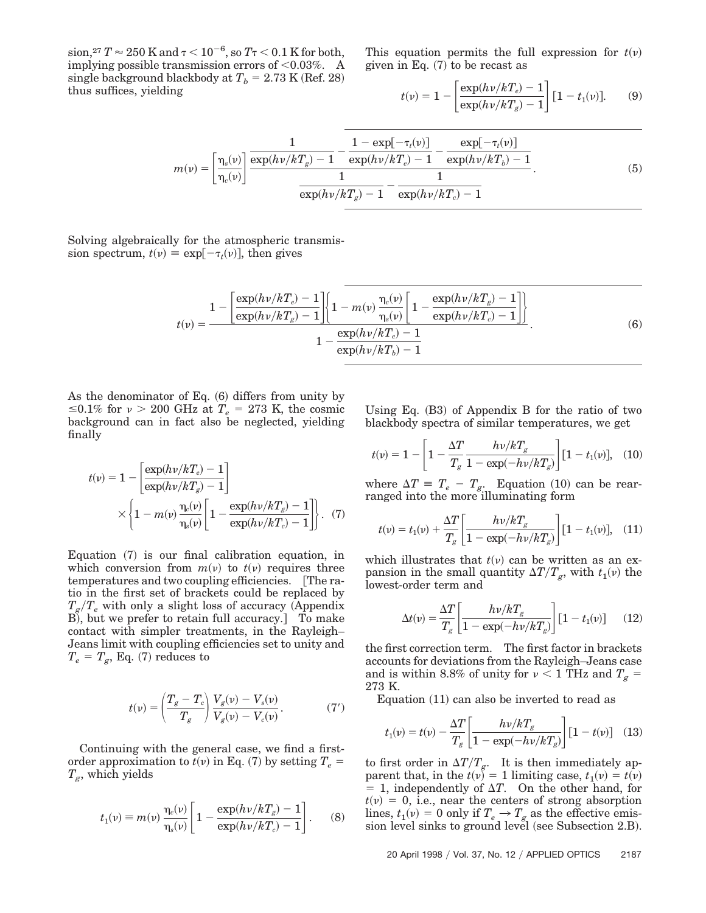sion,[27] $T \approx 250$ K and $\tau < 10^{-6}$, so $T\tau < 0.1$ K for both, implying possible transmission errors of $<0.03\%$. A single background blackbody at $T_b = 2.73$ K (Ref. 28) thus suffices, yielding

$$m(\nu) = \left[\frac{\eta_s(\nu)}{\eta_c(\nu)}\right] \frac{\dfrac{1}{\exp(h\nu/kT_g) - 1} - \dfrac{1 - \exp[-\tau_t(\nu)]}{\exp(h\nu/kT_e) - 1} - \dfrac{\exp[-\tau_t(\nu)]}{\exp(h\nu/kT_b) - 1}}{\dfrac{1}{\exp(h\nu/kT_g) - 1} - \dfrac{1}{\exp(h\nu/kT_c) - 1}}. \tag{5}$$

Solving algebraically for the atmospheric transmission spectrum, $t(\nu) \equiv \exp[-\tau_t(\nu)]$, then gives

$$t(\nu) = \frac{1 - \left[\dfrac{\exp(h\nu/kT_e) - 1}{\exp(h\nu/kT_g) - 1}\right]\left\{1 - m(\nu)\dfrac{\eta_c(\nu)}{\eta_s(\nu)}\left[1 - \dfrac{\exp(h\nu/kT_g) - 1}{\exp(h\nu/kT_c) - 1}\right]\right\}}{1 - \dfrac{\exp(h\nu/kT_e) - 1}{\exp(h\nu/kT_b) - 1}}. \tag{6}$$

As the denominator of Eq. (6) differs from unity by $\leq 0.1\%$ for $\nu > 200$ GHz at $T_e = 273$ K, the cosmic background can in fact also be neglected, yielding finally

$$t(\nu) = 1 - \left[\frac{\exp(h\nu/kT_e) - 1}{\exp(h\nu/kT_g) - 1}\right] \times \left\{1 - m(\nu)\frac{\eta_c(\nu)}{\eta_s(\nu)}\left[1 - \frac{\exp(h\nu/kT_g) - 1}{\exp(h\nu/kT_c) - 1}\right]\right\}. \tag{7}$$

Equation (7) is our final calibration equation, in which conversion from $m(\nu)$ to $t(\nu)$ requires three temperatures and two coupling efficiencies. [The ratio in the first set of brackets could be replaced by $T_g/T_e$ with only a slight loss of accuracy (Appendix B), but we prefer to retain full accuracy.] To make contact with simpler treatments, in the Rayleigh–Jeans limit with coupling efficiencies set to unity and $T_e = T_g$, Eq. (7) reduces to

$$t(\nu) = \left(\frac{T_g - T_c}{T_g}\right)\frac{V_g(\nu) - V_s(\nu)}{V_g(\nu) - V_c(\nu)}. \tag{7'}$$

Continuing with the general case, we find a first-order approximation to $t(\nu)$ in Eq. (7) by setting $T_e = T_g$, which yields

$$t_1(\nu) \equiv m(\nu)\frac{\eta_c(\nu)}{\eta_s(\nu)}\left[1 - \frac{\exp(h\nu/kT_g) - 1}{\exp(h\nu/kT_c) - 1}\right]. \tag{8}$$

This equation permits the full expression for $t(\nu)$ given in Eq. (7) to be recast as

$$t(\nu) = 1 - \left[\frac{\exp(h\nu/kT_e) - 1}{\exp(h\nu/kT_g) - 1}\right][1 - t_1(\nu)]. \tag{9}$$

Using Eq. (B3) of Appendix B for the ratio of two blackbody spectra of similar temperatures, we get

$$t(\nu) = 1 - \left[1 - \frac{\Delta T}{T_g}\frac{h\nu/kT_g}{1 - \exp(-h\nu/kT_g)}\right][1 - t_1(\nu)], \tag{10}$$

where $\Delta T \equiv T_e - T_g$. Equation (10) can be rearranged into the more illuminating form

$$t(\nu) = t_1(\nu) + \frac{\Delta T}{T_g}\left[\frac{h\nu/kT_g}{1 - \exp(-h\nu/kT_g)}\right][1 - t_1(\nu)], \tag{11}$$

which illustrates that $t(\nu)$ can be written as an expansion in the small quantity $\Delta T/T_g$, with $t_1(\nu)$ the lowest-order term and

$$\Delta t(\nu) = \frac{\Delta T}{T_g}\left[\frac{h\nu/kT_g}{1 - \exp(-h\nu/kT_g)}\right][1 - t_1(\nu)] \tag{12}$$

the first correction term. The first factor in brackets accounts for deviations from the Rayleigh–Jeans case and is within 8.8% of unity for $\nu < 1$ THz and $T_g = 273$ K.

Equation (11) can also be inverted to read as

$$t_1(\nu) = t(\nu) - \frac{\Delta T}{T_g}\left[\frac{h\nu/kT_g}{1 - \exp(-h\nu/kT_g)}\right][1 - t(\nu)] \tag{13}$$

to first order in $\Delta T/T_g$. It is then immediately apparent that, in the $t(\nu) = 1$ limiting case, $t_1(\nu) = t(\nu) = 1$, independently of $\Delta T$. On the other hand, for $t(\nu) = 0$, i.e., near the centers of strong absorption lines, $t_1(\nu) = 0$ only if $T_e \to T_g$ as the effective emission level sinks to ground level (see Subsection 2.B).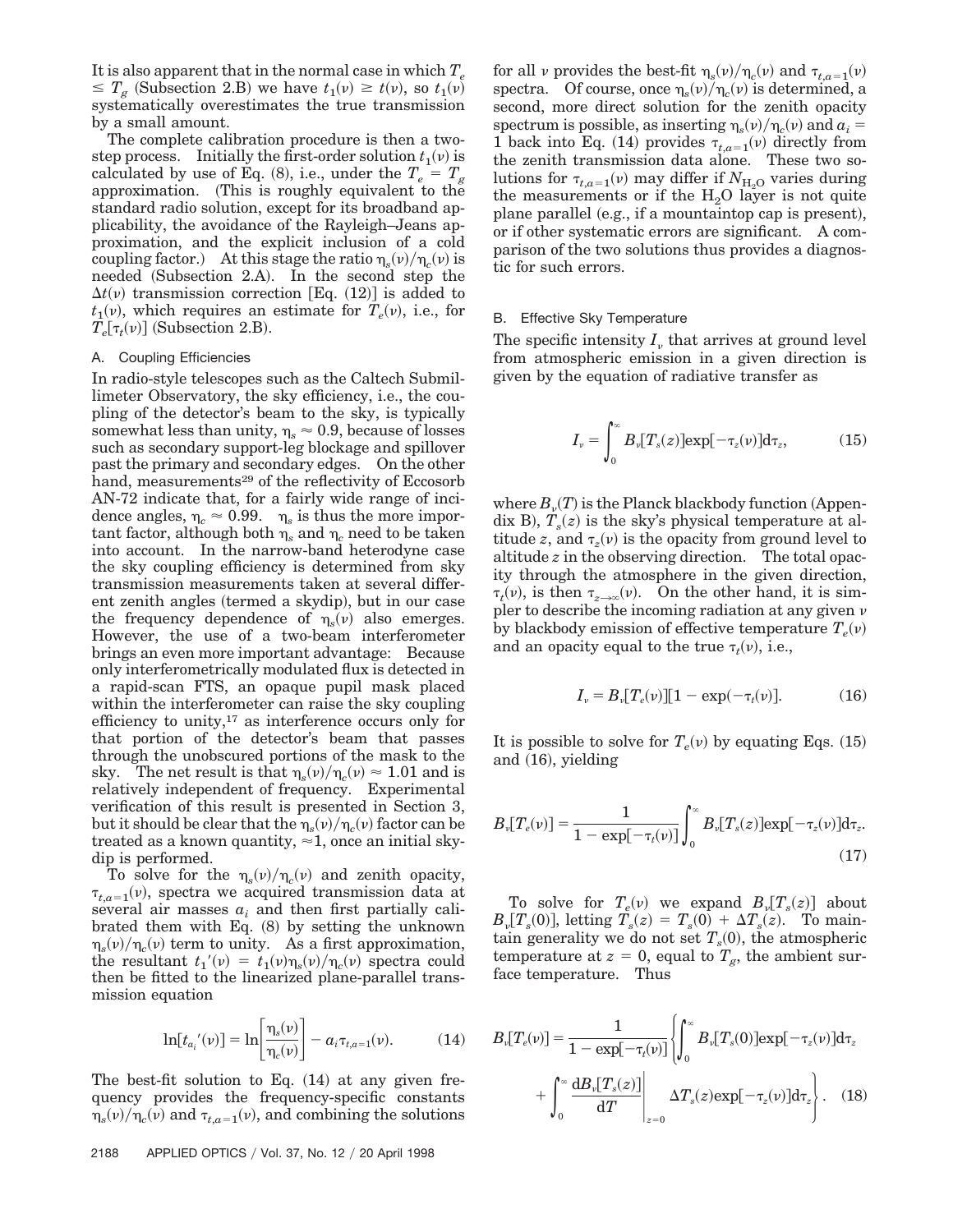It is also apparent that in the normal case in which $T_e \leq T_g$ (Subsection 2.B) we have $t_1(\nu) \geq t(\nu)$, so $t_1(\nu)$ systematically overestimates the true transmission by a small amount.

The complete calibration procedure is then a two-step process. Initially the first-order solution $t_1(\nu)$ is calculated by use of Eq. (8), i.e., under the $T_e = T_g$ approximation. (This is roughly equivalent to the standard radio solution, except for its broadband applicability, the avoidance of the Rayleigh–Jeans approximation, and the explicit inclusion of a cold coupling factor.) At this stage the ratio $\eta_s(\nu)/\eta_c(\nu)$ is needed (Subsection 2.A). In the second step the $\Delta t(\nu)$ transmission correction [Eq. (12)] is added to $t_1(\nu)$, which requires an estimate for $T_e(\nu)$, i.e., for $T_e[\tau_t(\nu)]$ (Subsection 2.B).

### A. Coupling Efficiencies

In radio-style telescopes such as the Caltech Submillimeter Observatory, the sky efficiency, i.e., the coupling of the detector's beam to the sky, is typically somewhat less than unity, $\eta_s \approx 0.9$, because of losses such as secondary support-leg blockage and spillover past the primary and secondary edges. On the other hand, measurements[29] of the reflectivity of Eccosorb AN-72 indicate that, for a fairly wide range of incidence angles, $\eta_c \approx 0.99$. $\eta_s$ is thus the more important factor, although both $\eta_s$ and $\eta_c$ need to be taken into account. In the narrow-band heterodyne case the sky coupling efficiency is determined from sky transmission measurements taken at several different zenith angles (termed a skydip), but in our case the frequency dependence of $\eta_s(\nu)$ also emerges. However, the use of a two-beam interferometer brings an even more important advantage: Because only interferometrically modulated flux is detected in a rapid-scan FTS, an opaque pupil mask placed within the interferometer can raise the sky coupling efficiency to unity,[17] as interference occurs only for that portion of the detector's beam that passes through the unobscured portions of the mask to the sky. The net result is that $\eta_s(\nu)/\eta_c(\nu) \approx 1.01$ and is relatively independent of frequency. Experimental verification of this result is presented in Section 3, but it should be clear that the $\eta_s(\nu)/\eta_c(\nu)$ factor can be treated as a known quantity, $\approx 1$, once an initial skydip is performed.

To solve for the $\eta_s(\nu)/\eta_c(\nu)$ and zenith opacity, $\tau_{t,a=1}(\nu)$, spectra we acquired transmission data at several air masses $a_i$ and then first partially calibrated them with Eq. (8) by setting the unknown $\eta_s(\nu)/\eta_c(\nu)$ term to unity. As a first approximation, the resultant $t_1'(\nu) = t_1(\nu)\eta_s(\nu)/\eta_c(\nu)$ spectra could then be fitted to the linearized plane-parallel transmission equation

$$\ln[t_{a_i}'(\nu)] = \ln\left[\frac{\eta_s(\nu)}{\eta_c(\nu)}\right] - a_i \tau_{t,a=1}(\nu). \tag{14}$$

The best-fit solution to Eq. (14) at any given frequency provides the frequency-specific constants $\eta_s(\nu)/\eta_c(\nu)$ and $\tau_{t,a=1}(\nu)$, and combining the solutions for all $\nu$ provides the best-fit $\eta_s(\nu)/\eta_c(\nu)$ and $\tau_{t,a=1}(\nu)$ spectra. Of course, once $\eta_s(\nu)/\eta_c(\nu)$ is determined, a second, more direct solution for the zenith opacity spectrum is possible, as inserting $\eta_s(\nu)/\eta_c(\nu)$ and $a_i = 1$ back into Eq. (14) provides $\tau_{t,a=1}(\nu)$ directly from the zenith transmission data alone. These two solutions for $\tau_{t,a=1}(\nu)$ may differ if $N_{H_2O}$ varies during the measurements or if the $H_2O$ layer is not quite plane parallel (e.g., if a mountaintop cap is present), or if other systematic errors are significant. A comparison of the two solutions thus provides a diagnostic for such errors.

### B. Effective Sky Temperature

The specific intensity $I_\nu$ that arrives at ground level from atmospheric emission in a given direction is given by the equation of radiative transfer as

$$I_\nu = \int_0^\infty B_\nu[T_s(z)]\exp[-\tau_z(\nu)]\mathrm{d}\tau_z, \tag{15}$$

where $B_\nu(T)$ is the Planck blackbody function (Appendix B), $T_s(z)$ is the sky's physical temperature at altitude $z$, and $\tau_z(\nu)$ is the opacity from ground level to altitude $z$ in the observing direction. The total opacity through the atmosphere in the given direction, $\tau_t(\nu)$, is then $\tau_{z\to\infty}(\nu)$. On the other hand, it is simpler to describe the incoming radiation at any given $\nu$ by blackbody emission of effective temperature $T_e(\nu)$ and an opacity equal to the true $\tau_t(\nu)$, i.e.,

$$I_\nu = B_\nu[T_e(\nu)][1 - \exp(-\tau_t(\nu))]. \tag{16}$$

It is possible to solve for $T_e(\nu)$ by equating Eqs. (15) and (16), yielding

$$B_\nu[T_e(\nu)] = \frac{1}{1 - \exp[-\tau_t(\nu)]}\int_0^\infty B_\nu[T_s(z)]\exp[-\tau_z(\nu)]\mathrm{d}\tau_z. \tag{17}$$

To solve for $T_e(\nu)$ we expand $B_\nu[T_s(z)]$ about $B_\nu[T_s(0)]$, letting $T_s(z) = T_s(0) + \Delta T_s(z)$. To maintain generality we do not set $T_s(0)$, the atmospheric temperature at $z = 0$, equal to $T_g$, the ambient surface temperature. Thus

$$B_\nu[T_e(\nu)] = \frac{1}{1 - \exp[-\tau_t(\nu)]}\left\{\int_0^\infty B_\nu[T_s(0)]\exp[-\tau_z(\nu)]\mathrm{d}\tau_z + \int_0^\infty \left.\frac{\mathrm{d}B_\nu[T_s(z)]}{\mathrm{d}T}\right|_{z=0} \Delta T_s(z)\exp[-\tau_z(\nu)]\mathrm{d}\tau_z\right\}. \tag{18}$$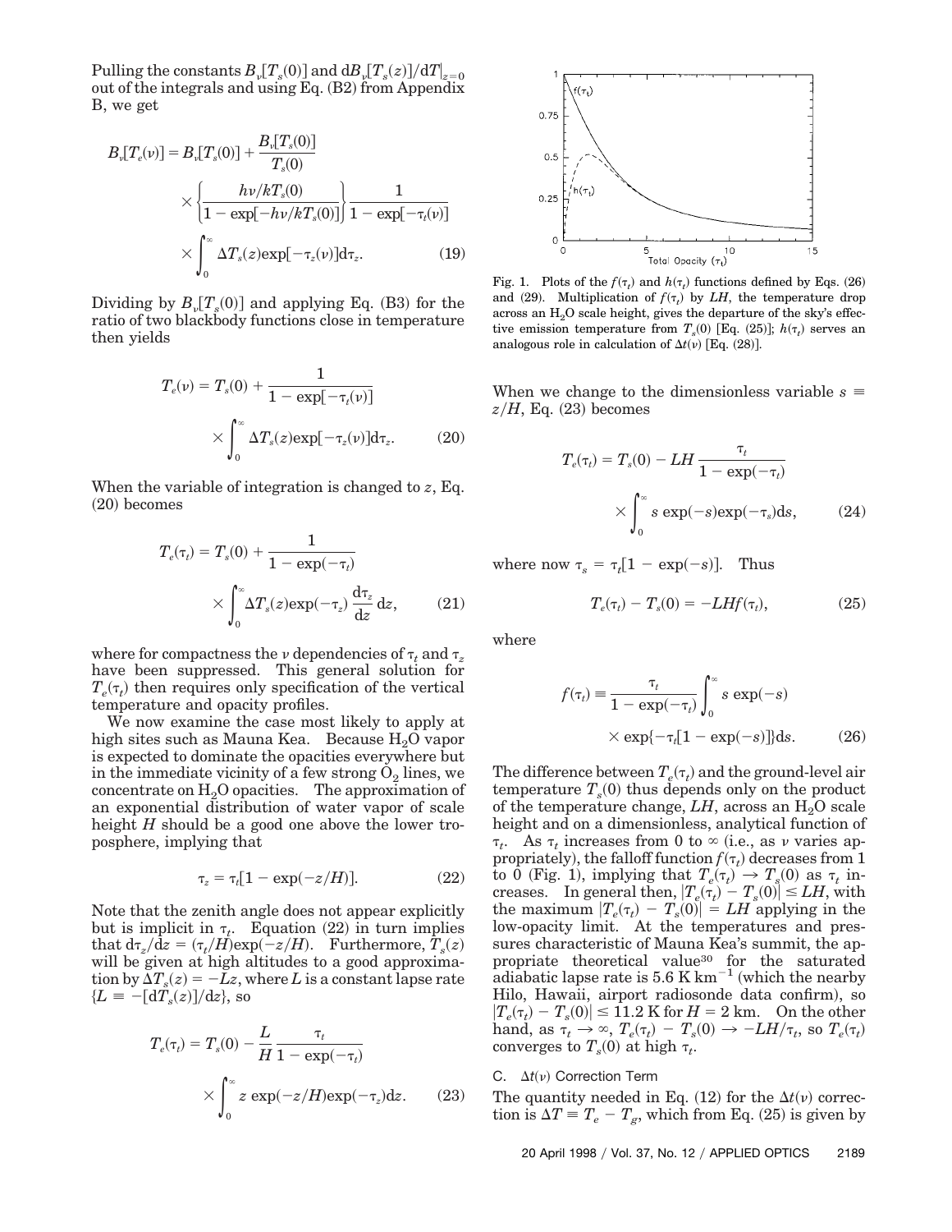Pulling the constants $B_\nu[T_s(0)]$ and $\mathrm{d}B_\nu[T_s(z)]/\mathrm{d}T|_{z=0}$ out of the integrals and using Eq. (B2) from Appendix B, we get

$$B_\nu[T_e(\nu)] = B_\nu[T_s(0)] + \frac{B_\nu[T_s(0)]}{T_s(0)} \times \left\{\frac{h\nu/kT_s(0)}{1-\exp[-h\nu/kT_s(0)]}\right\}\frac{1}{1-\exp[-\tau_t(\nu)]} \times \int_0^\infty \Delta T_s(z)\exp[-\tau_z(\nu)]\mathrm{d}\tau_z. \quad (19)$$

Dividing by $B_\nu[T_s(0)]$ and applying Eq. (B3) for the ratio of two blackbody functions close in temperature then yields

$$T_e(\nu) = T_s(0) + \frac{1}{1-\exp[-\tau_t(\nu)]} \times \int_0^\infty \Delta T_s(z)\exp[-\tau_z(\nu)]\mathrm{d}\tau_z. \quad (20)$$

When the variable of integration is changed to $z$, Eq. (20) becomes

$$T_e(\tau_t) = T_s(0) + \frac{1}{1-\exp(-\tau_t)} \times \int_0^\infty \Delta T_s(z)\exp(-\tau_z)\frac{\mathrm{d}\tau_z}{\mathrm{d}z}\mathrm{d}z, \quad (21)$$

where for compactness the $\nu$ dependencies of $\tau_t$ and $\tau_z$ have been suppressed. This general solution for $T_e(\tau_t)$ then requires only specification of the vertical temperature and opacity profiles.

We now examine the case most likely to apply at high sites such as Mauna Kea. Because $H_2O$ vapor is expected to dominate the opacities everywhere but in the immediate vicinity of a few strong $O_2$ lines, we concentrate on $H_2O$ opacities. The approximation of an exponential distribution of water vapor of scale height $H$ should be a good one above the lower troposphere, implying that

$$\tau_z = \tau_t[1-\exp(-z/H)]. \quad (22)$$

Note that the zenith angle does not appear explicitly but is implicit in $\tau_t$. Equation (22) in turn implies that $\mathrm{d}\tau_z/\mathrm{d}z = (\tau_t/H)\exp(-z/H)$. Furthermore, $T_s(z)$ will be given at high altitudes to a good approximation by $\Delta T_s(z) = -Lz$, where $L$ is a constant lapse rate $\{L \equiv -[\mathrm{d}T_s(z)]/\mathrm{d}z\}$, so

$$T_e(\tau_t) = T_s(0) - \frac{L}{H}\frac{\tau_t}{1-\exp(-\tau_t)} \times \int_0^\infty z\exp(-z/H)\exp(-\tau_z)\mathrm{d}z. \quad (23)$$

Fig. 1. Plots of the $f(\tau_t)$ and $h(\tau_t)$ functions defined by Eqs. (26) and (29). Multiplication of $f(\tau_t)$ by $LH$, the temperature drop across an $H_2O$ scale height, gives the departure of the sky's effective emission temperature from $T_s(0)$ [Eq. (25)]; $h(\tau_t)$ serves an analogous role in calculation of $\Delta t(\nu)$ [Eq. (28)].

When we change to the dimensionless variable $s \equiv z/H$, Eq. (23) becomes

$$T_e(\tau_t) = T_s(0) - LH\frac{\tau_t}{1-\exp(-\tau_t)} \times \int_0^\infty s\exp(-s)\exp(-\tau_s)\mathrm{d}s, \quad (24)$$

where now $\tau_s = \tau_t[1-\exp(-s)]$. Thus

$$T_e(\tau_t) - T_s(0) = -LHf(\tau_t), \quad (25)$$

where

$$f(\tau_t) \equiv \frac{\tau_t}{1-\exp(-\tau_t)}\int_0^\infty s\exp(-s) \times \exp\{-\tau_t[1-\exp(-s)]\}\mathrm{d}s. \quad (26)$$

The difference between $T_e(\tau_t)$ and the ground-level air temperature $T_s(0)$ thus depends only on the product of the temperature change, $LH$, across an $H_2O$ scale height and on a dimensionless, analytical function of $\tau_t$. As $\tau_t$ increases from 0 to $\infty$ (i.e., as $\nu$ varies appropriately), the falloff function $f(\tau_t)$ decreases from 1 to 0 (Fig. 1), implying that $T_e(\tau_t) \rightarrow T_s(0)$ as $\tau_t$ increases. In general then, $|T_e(\tau_t) - T_s(0)| \leq LH$, with the maximum $|T_e(\tau_t) - T_s(0)| = LH$ applying in the low-opacity limit. At the temperatures and pressures characteristic of Mauna Kea's summit, the appropriate theoretical value[30] for the saturated adiabatic lapse rate is 5.6 K km$^{-1}$ (which the nearby Hilo, Hawaii, airport radiosonde data confirm), so $|T_e(\tau_t) - T_s(0)| \leq 11.2$ K for $H = 2$ km. On the other hand, as $\tau_t \rightarrow \infty$, $T_e(\tau_t) - T_s(0) \rightarrow -LH/\tau_t$, so $T_e(\tau_t)$ converges to $T_s(0)$ at high $\tau_t$.

### C. $\Delta t(\nu)$ Correction Term

The quantity needed in Eq. (12) for the $\Delta t(\nu)$ correction is $\Delta T \equiv T_e - T_g$, which from Eq. (25) is given by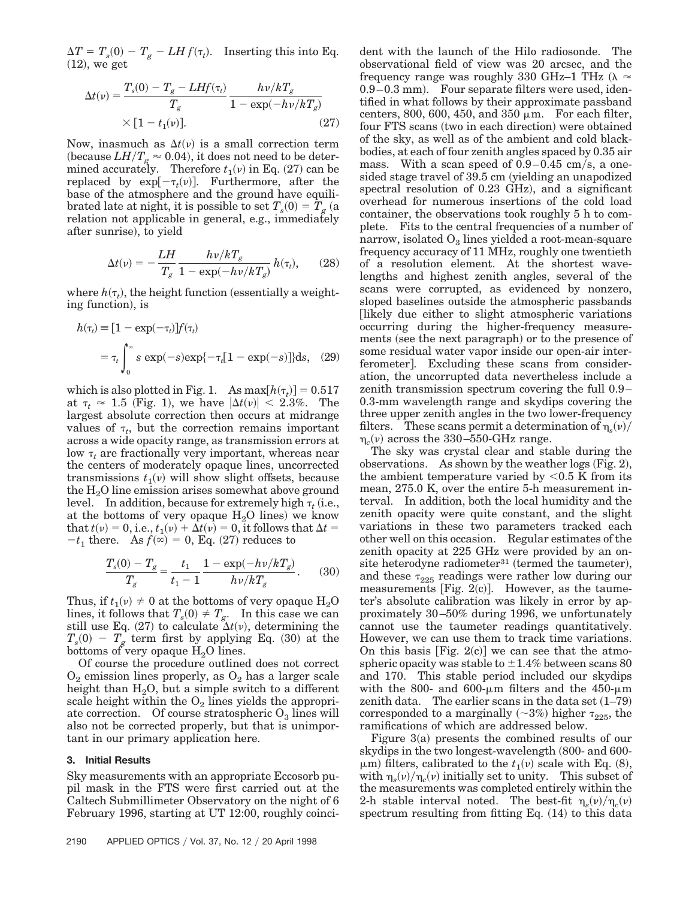$\Delta T = T_s(0) - T_g - LH f(\tau_t)$. Inserting this into Eq. (12), we get

$$\Delta t(\nu) = \frac{T_s(0) - T_g - LHf(\tau_t)}{T_g} \frac{h\nu/kT_g}{1 - \exp(-h\nu/kT_g)} \times [1 - t_1(\nu)]. \qquad (27)$$

Now, inasmuch as $\Delta t(\nu)$ is a small correction term (because $LH/T_g \approx 0.04$), it does not need to be determined accurately. Therefore $t_1(\nu)$ in Eq. (27) can be replaced by $\exp[-\tau_t(\nu)]$. Furthermore, after the base of the atmosphere and the ground have equilibrated late at night, it is possible to set $T_s(0) = T_g$ (a relation not applicable in general, e.g., immediately after sunrise), to yield

$$\Delta t(\nu) = -\frac{LH}{T_g} \frac{h\nu/kT_g}{1 - \exp(-h\nu/kT_g)} h(\tau_t), \qquad (28)$$

where $h(\tau_t)$, the height function (essentially a weighting function), is

$$h(\tau_t) \equiv [1 - \exp(-\tau_t)] f(\tau_t) = \tau_t \int_0^\infty s \exp(-s) \exp\{-\tau_t[1 - \exp(-s)]\} ds, \qquad (29)$$

which is also plotted in Fig. 1. As $\max[h(\tau_t)] = 0.517$ at $\tau_t \approx 1.5$ (Fig. 1), we have $|\Delta t(\nu)| < 2.3\%$. The largest absolute correction then occurs at midrange values of $\tau_t$, but the correction remains important across a wide opacity range, as transmission errors at low $\tau_t$ are fractionally very important, whereas near the centers of moderately opaque lines, uncorrected transmissions $t_1(\nu)$ will show slight offsets, because the $H_2O$ line emission arises somewhat above ground level. In addition, because for extremely high $\tau_t$ (i.e., at the bottoms of very opaque $H_2O$ lines) we know that $t(\nu) = 0$, i.e., $t_1(\nu) + \Delta t(\nu) = 0$, it follows that $\Delta t = -t_1$ there. As $f(\infty) = 0$, Eq. (27) reduces to

$$\frac{T_s(0) - T_g}{T_g} = \frac{t_1}{t_1 - 1} \frac{1 - \exp(-h\nu/kT_g)}{h\nu/kT_g}. \qquad (30)$$

Thus, if $t_1(\nu) \neq 0$ at the bottoms of very opaque $H_2O$ lines, it follows that $T_s(0) \neq T_g$. In this case we can still use Eq. (27) to calculate $\Delta t(\nu)$, determining the $T_s(0) - T_g$ term first by applying Eq. (30) at the bottoms of very opaque $H_2O$ lines.

Of course the procedure outlined does not correct $O_2$ emission lines properly, as $O_2$ has a larger scale height than $H_2O$, but a simple switch to a different scale height within the $O_2$ lines yields the appropriate correction. Of course stratospheric $O_3$ lines will also not be corrected properly, but that is unimportant in our primary application here.

### 3. Initial Results

Sky measurements with an appropriate Eccosorb pupil mask in the FTS were first carried out at the Caltech Submillimeter Observatory on the night of 6 February 1996, starting at UT 12:00, roughly coincident with the launch of the Hilo radiosonde. The observational field of view was 20 arcsec, and the frequency range was roughly 330 GHz–1 THz ($\lambda \approx 0.9$–$0.3$ mm). Four separate filters were used, identified in what follows by their approximate passband centers, 800, 600, 450, and 350 µm. For each filter, four FTS scans (two in each direction) were obtained of the sky, as well as of the ambient and cold blackbodies, at each of four zenith angles spaced by 0.35 air mass. With a scan speed of 0.9–0.45 cm/s, a one-sided stage travel of 39.5 cm (yielding an unapodized spectral resolution of 0.23 GHz), and a significant overhead for numerous insertions of the cold load container, the observations took roughly 5 h to complete. Fits to the central frequencies of a number of narrow, isolated $O_3$ lines yielded a root-mean-square frequency accuracy of 11 MHz, roughly one twentieth of a resolution element. At the shortest wavelengths and highest zenith angles, several of the scans were corrupted, as evidenced by nonzero, sloped baselines outside the atmospheric passbands [likely due either to slight atmospheric variations occurring during the higher-frequency measurements (see the next paragraph) or to the presence of some residual water vapor inside our open-air interferometer]. Excluding these scans from consideration, the uncorrupted data nevertheless include a zenith transmission spectrum covering the full 0.9–0.3-mm wavelength range and skydips covering the three upper zenith angles in the two lower-frequency filters. These scans permit a determination of $\eta_s(\nu)/\eta_c(\nu)$ across the 330–550-GHz range.

The sky was crystal clear and stable during the observations. As shown by the weather logs (Fig. 2), the ambient temperature varied by <0.5 K from its mean, 275.0 K, over the entire 5-h measurement interval. In addition, both the local humidity and the zenith opacity were quite constant, and the slight variations in these two parameters tracked each other well on this occasion. Regular estimates of the zenith opacity at 225 GHz were provided by an on-site heterodyne radiometer[31] (termed the taumeter), and these $\tau_{225}$ readings were rather low during our measurements [Fig. 2(c)]. However, as the taumeter's absolute calibration was likely in error by approximately 30–50% during 1996, we unfortunately cannot use the taumeter readings quantitatively. However, we can use them to track time variations. On this basis [Fig. 2(c)] we can see that the atmospheric opacity was stable to ±1.4% between scans 80 and 170. This stable period included our skydips with the 800- and 600-µm filters and the 450-µm zenith data. The earlier scans in the data set (1–79) corresponded to a marginally (~3%) higher $\tau_{225}$, the ramifications of which are addressed below.

Figure 3(a) presents the combined results of our skydips in the two longest-wavelength (800- and 600-µm) filters, calibrated to the $t_1(\nu)$ scale with Eq. (8), with $\eta_s(\nu)/\eta_c(\nu)$ initially set to unity. This subset of the measurements was completed entirely within the 2-h stable interval noted. The best-fit $\eta_s(\nu)/\eta_c(\nu)$ spectrum resulting from fitting Eq. (14) to this data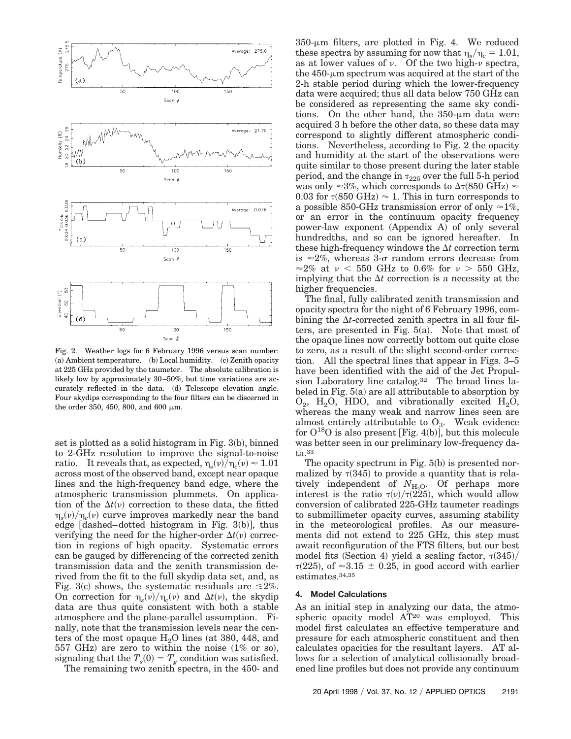Fig. 2. Weather logs for 6 February 1996 versus scan number: (a) Ambient temperature. (b) Local humidity. (c) Zenith opacity at 225 GHz provided by the taumeter. The absolute calibration is likely low by approximately 30–50%, but time variations are accurately reflected in the data. (d) Telescope elevation angle. Four skydips corresponding to the four filters can be discerned in the order 350, 450, 800, and 600 μm.

set is plotted as a solid histogram in Fig. 3(b), binned to 2-GHz resolution to improve the signal-to-noise ratio. It reveals that, as expected, $\eta_s(\nu)/\eta_c(\nu) \approx 1.01$ across most of the observed band, except near opaque lines and the high-frequency band edge, where the atmospheric transmission plummets. On application of the $\Delta t(\nu)$ correction to these data, the fitted $\eta_s(\nu)/\eta_c(\nu)$ curve improves markedly near the band edge [dashed–dotted histogram in Fig. 3(b)], thus verifying the need for the higher-order $\Delta t(\nu)$ correction in regions of high opacity. Systematic errors can be gauged by differencing of the corrected zenith transmission data and the zenith transmission derived from the fit to the full skydip data set, and, as Fig. 3(c) shows, the systematic residuals are $\lesssim 2\%$. On correction for $\eta_s(\nu)/\eta_c(\nu)$ and $\Delta t(\nu)$, the skydip data are thus quite consistent with both a stable atmosphere and the plane-parallel assumption. Finally, note that the transmission levels near the centers of the most opaque $H_2O$ lines (at 380, 448, and 557 GHz) are zero to within the noise (1% or so), signaling that the $T_s(0) = T_g$ condition was satisfied.

The remaining two zenith spectra, in the 450- and 350-μm filters, are plotted in Fig. 4. We reduced these spectra by assuming for now that $\eta_s/\eta_c = 1.01$, as at lower values of $\nu$. Of the two high-$\nu$ spectra, the 450-μm spectrum was acquired at the start of the 2-h stable period during which the lower-frequency data were acquired; thus all data below 750 GHz can be considered as representing the same sky conditions. On the other hand, the 350-μm data were acquired 3 h before the other data, so these data may correspond to slightly different atmospheric conditions. Nevertheless, according to Fig. 2 the opacity and humidity at the start of the observations were quite similar to those present during the later stable period, and the change in $\tau_{225}$ over the full 5-h period was only $\approx 3\%$, which corresponds to $\Delta\tau(850 \text{ GHz}) \approx 0.03$ for $\tau(850 \text{ GHz}) \approx 1$. This in turn corresponds to a possible 850-GHz transmission error of only $\approx 1\%$, or an error in the continuum opacity frequency power-law exponent (Appendix A) of only several hundredths, and so can be ignored hereafter. In these high-frequency windows the $\Delta t$ correction term is $\approx 2\%$, whereas 3-σ random errors decrease from $\approx 2\%$ at $\nu < 550$ GHz to 0.6% for $\nu > 550$ GHz, implying that the $\Delta t$ correction is a necessity at the higher frequencies.

The final, fully calibrated zenith transmission and opacity spectra for the night of 6 February 1996, combining the $\Delta t$-corrected zenith spectra in all four filters, are presented in Fig. 5(a). Note that most of the opaque lines now correctly bottom out quite close to zero, as a result of the slight second-order correction. All the spectral lines that appear in Figs. 3–5 have been identified with the aid of the Jet Propulsion Laboratory line catalog.[32] The broad lines labeled in Fig. 5(a) are all attributable to absorption by $O_2$, $H_2O$, HDO, and vibrationally excited $H_2O$, whereas the many weak and narrow lines seen are almost entirely attributable to $O_3$. Weak evidence for $O^{18}O$ is also present [Fig. 4(b)], but this molecule was better seen in our preliminary low-frequency data.[33]

The opacity spectrum in Fig. 5(b) is presented normalized by $\tau(345)$ to provide a quantity that is relatively independent of $N_{H_2O}$. Of perhaps more interest is the ratio $\tau(\nu)/\tau(225)$, which would allow conversion of calibrated 225-GHz taumeter readings to submillimeter opacity curves, assuming stability in the meteorological profiles. As our measurements did not extend to 225 GHz, this step must await reconfiguration of the FTS filters, but our best model fits (Section 4) yield a scaling factor, $\tau(345)/\tau(225)$, of $\approx 3.15 \pm 0.25$, in good accord with earlier estimates.[34,35]

## 4. Model Calculations

As an initial step in analyzing our data, the atmospheric opacity model AT[20] was employed. This model first calculates an effective temperature and pressure for each atmospheric constituent and then calculates opacities for the resultant layers. AT allows for a selection of analytical collisionally broadened line profiles but does not provide any continuum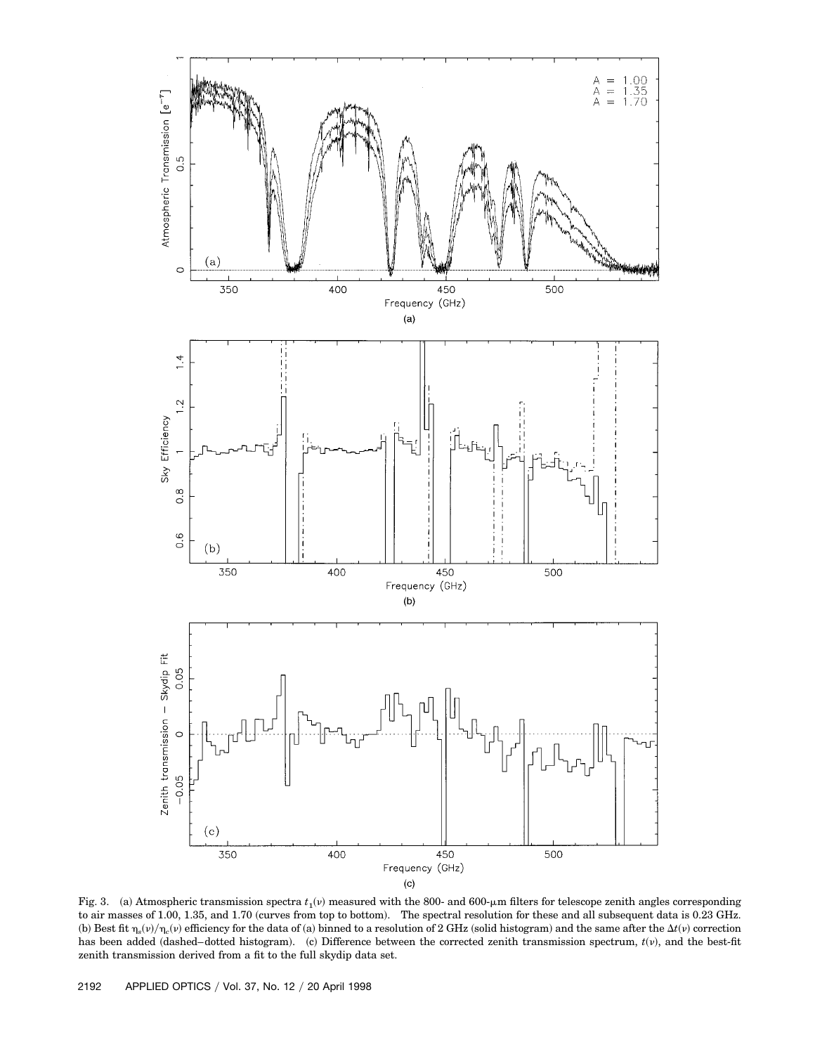Fig. 3. (a) Atmospheric transmission spectra $t_1(\nu)$ measured with the 800- and 600-μm filters for telescope zenith angles corresponding to air masses of 1.00, 1.35, and 1.70 (curves from top to bottom). The spectral resolution for these and all subsequent data is 0.23 GHz. (b) Best fit $\eta_s(\nu)/\eta_c(\nu)$ efficiency for the data of (a) binned to a resolution of 2 GHz (solid histogram) and the same after the $\Delta t(\nu)$ correction has been added (dashed–dotted histogram). (c) Difference between the corrected zenith transmission spectrum, $t(\nu)$, and the best-fit zenith transmission derived from a fit to the full skydip data set.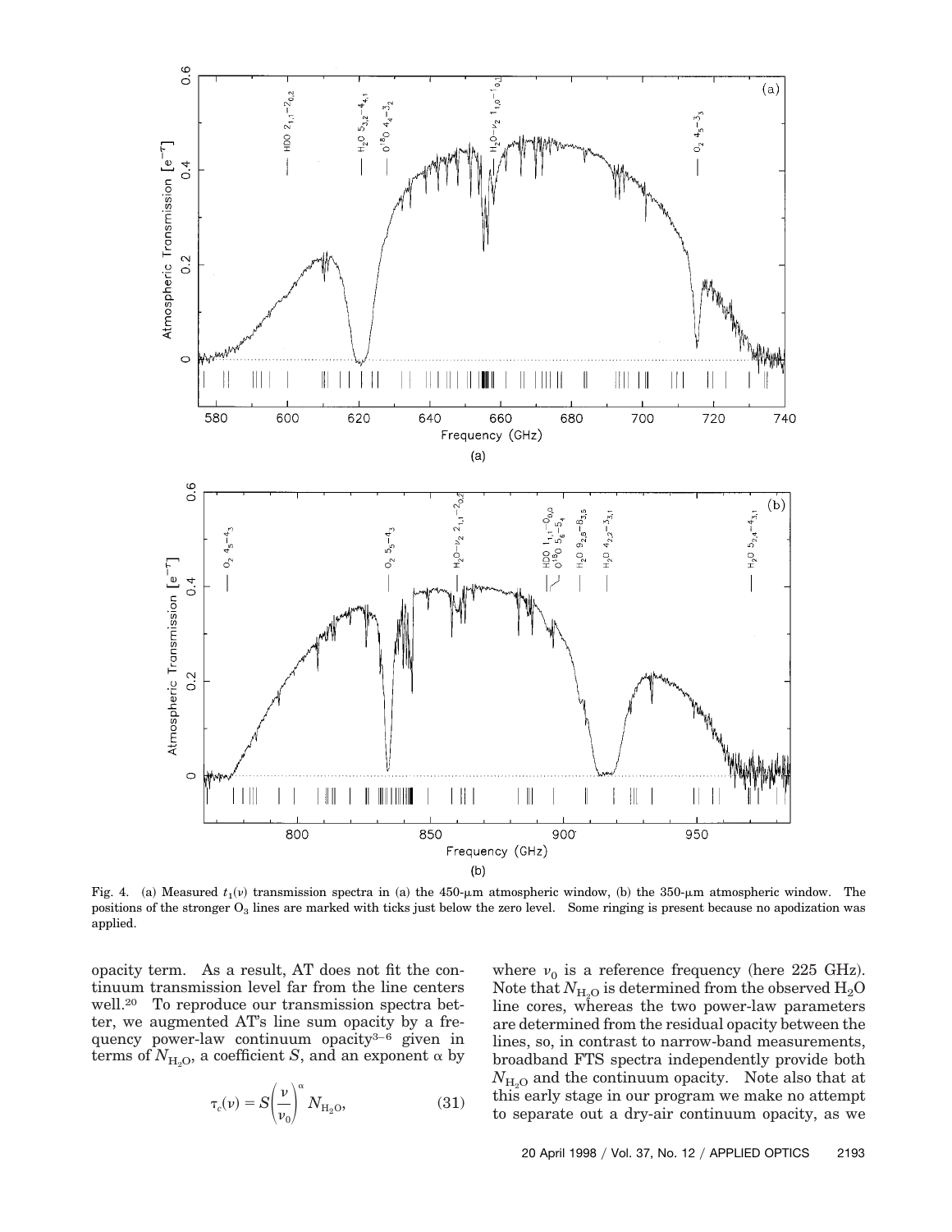Fig. 4. (a) Measured $t_1(\nu)$ transmission spectra in (a) the 450-μm atmospheric window, (b) the 350-μm atmospheric window. The positions of the stronger $O_3$ lines are marked with ticks just below the zero level. Some ringing is present because no apodization was applied.

opacity term. As a result, AT does not fit the continuum transmission level far from the line centers well.[20] To reproduce our transmission spectra better, we augmented AT's line sum opacity by a frequency power-law continuum opacity[3–6] given in terms of $N_{H_2O}$, a coefficient $S$, and an exponent $\alpha$ by

$$\tau_c(\nu) = S\left(\frac{\nu}{\nu_0}\right)^{\alpha} N_{H_2O}, \tag{31}$$

where $\nu_0$ is a reference frequency (here 225 GHz). Note that $N_{H_2O}$ is determined from the observed $H_2O$ line cores, whereas the two power-law parameters are determined from the residual opacity between the lines, so, in contrast to narrow-band measurements, broadband FTS spectra independently provide both $N_{H_2O}$ and the continuum opacity. Note also that at this early stage in our program we make no attempt to separate out a dry-air continuum opacity, as we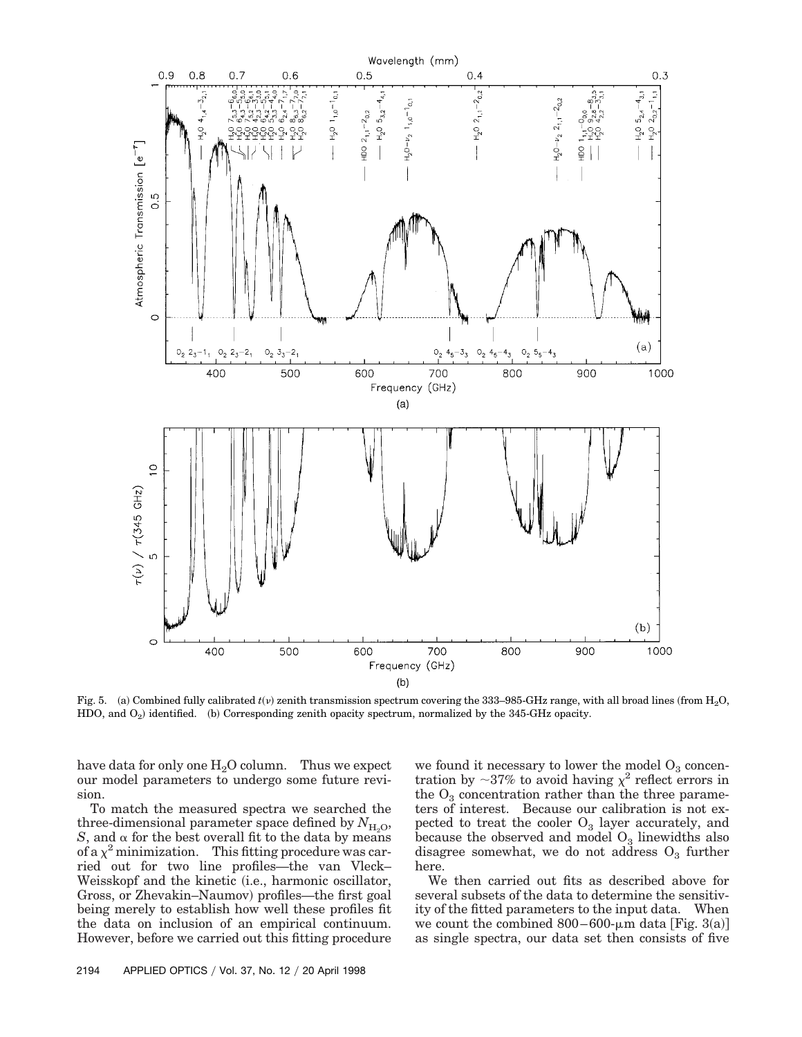Fig. 5. (a) Combined fully calibrated $t(\nu)$ zenith transmission spectrum covering the 333–985-GHz range, with all broad lines (from $H_2O$, HDO, and $O_2$) identified. (b) Corresponding zenith opacity spectrum, normalized by the 345-GHz opacity.

have data for only one $H_2O$ column. Thus we expect our model parameters to undergo some future revision.

To match the measured spectra we searched the three-dimensional parameter space defined by $N_{H_2O}$, $S$, and $\alpha$ for the best overall fit to the data by means of a $\chi^2$ minimization. This fitting procedure was carried out for two line profiles—the van Vleck–Weisskopf and the kinetic (i.e., harmonic oscillator, Gross, or Zhevakin–Naumov) profiles—the first goal being merely to establish how well these profiles fit the data on inclusion of an empirical continuum. However, before we carried out this fitting procedure we found it necessary to lower the model $O_3$ concentration by ~37% to avoid having $\chi^2$ reflect errors in the $O_3$ concentration rather than the three parameters of interest. Because our calibration is not expected to treat the cooler $O_3$ layer accurately, and because the observed and model $O_3$ linewidths also disagree somewhat, we do not address $O_3$ further here.

We then carried out fits as described above for several subsets of the data to determine the sensitivity of the fitted parameters to the input data. When we count the combined 800–600-μm data [Fig. 3(a)] as single spectra, our data set then consists of five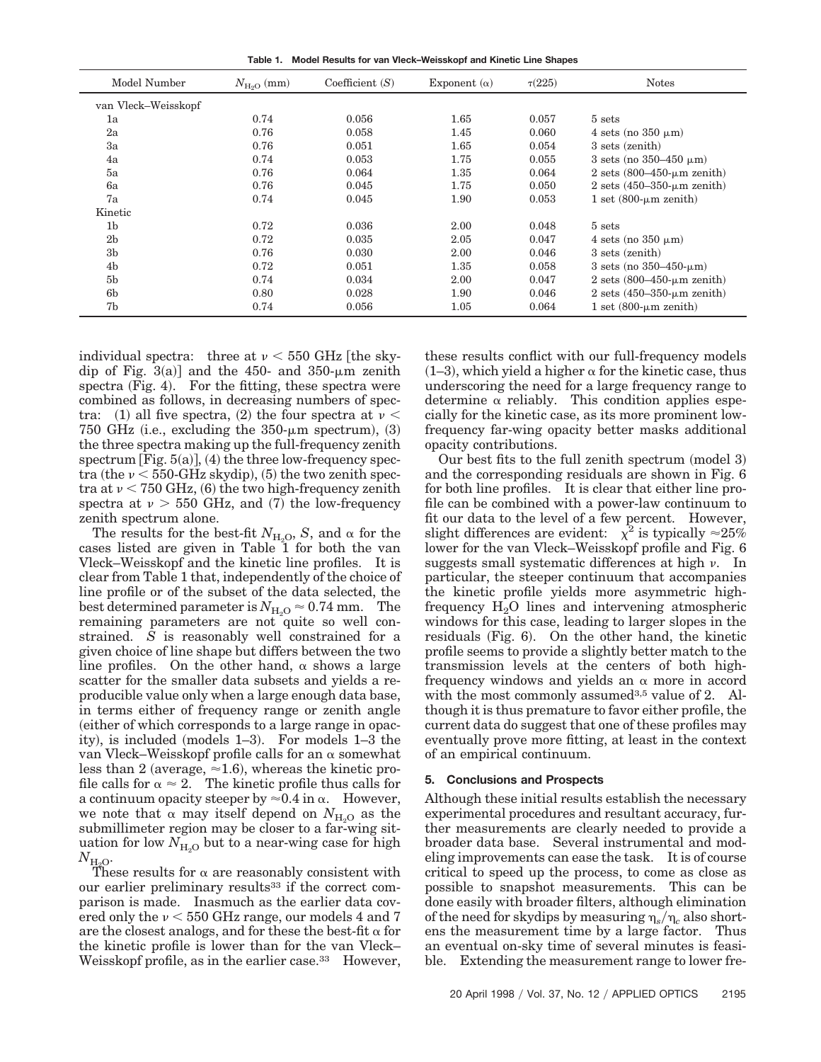**Table 1. Model Results for van Vleck–Weisskopf and Kinetic Line Shapes**

| Model Number | $N_{H_2O}$ (mm) | Coefficient ($S$) | Exponent ($\alpha$) | $\tau(225)$ | Notes |
|---|---|---|---|---|---|
| van Vleck–Weisskopf | | | | | |
| 1a | 0.74 | 0.056 | 1.65 | 0.057 | 5 sets |
| 2a | 0.76 | 0.058 | 1.45 | 0.060 | 4 sets (no 350 μm) |
| 3a | 0.76 | 0.051 | 1.65 | 0.054 | 3 sets (zenith) |
| 4a | 0.74 | 0.053 | 1.75 | 0.055 | 3 sets (no 350–450 μm) |
| 5a | 0.76 | 0.064 | 1.35 | 0.064 | 2 sets (800–450-μm zenith) |
| 6a | 0.76 | 0.045 | 1.75 | 0.050 | 2 sets (450–350-μm zenith) |
| 7a | 0.74 | 0.045 | 1.90 | 0.053 | 1 set (800-μm zenith) |
| Kinetic | | | | | |
| 1b | 0.72 | 0.036 | 2.00 | 0.048 | 5 sets |
| 2b | 0.72 | 0.035 | 2.05 | 0.047 | 4 sets (no 350 μm) |
| 3b | 0.76 | 0.030 | 2.00 | 0.046 | 3 sets (zenith) |
| 4b | 0.72 | 0.051 | 1.35 | 0.058 | 3 sets (no 350–450-μm) |
| 5b | 0.74 | 0.034 | 2.00 | 0.047 | 2 sets (800–450-μm zenith) |
| 6b | 0.80 | 0.028 | 1.90 | 0.046 | 2 sets (450–350-μm zenith) |
| 7b | 0.74 | 0.056 | 1.05 | 0.064 | 1 set (800-μm zenith) |

individual spectra: three at $\nu < 550$ GHz [the skydip of Fig. 3(a)] and the 450- and 350-μm zenith spectra (Fig. 4). For the fitting, these spectra were combined as follows, in decreasing numbers of spectra: (1) all five spectra, (2) the four spectra at $\nu < 750$ GHz (i.e., excluding the 350-μm spectrum), (3) the three spectra making up the full-frequency zenith spectrum [Fig. 5(a)], (4) the three low-frequency spectra (the $\nu < 550$-GHz skydip), (5) the two zenith spectra at $\nu < 750$ GHz, (6) the two high-frequency zenith spectra at $\nu > 550$ GHz, and (7) the low-frequency zenith spectrum alone.

The results for the best-fit $N_{H_2O}$, $S$, and $\alpha$ for the cases listed are given in Table 1 for both the van Vleck–Weisskopf and the kinetic line profiles. It is clear from Table 1 that, independently of the choice of line profile or of the subset of the data selected, the best determined parameter is $N_{H_2O} \approx 0.74$ mm. The remaining parameters are not quite so well constrained. $S$ is reasonably well constrained for a given choice of line shape but differs between the two line profiles. On the other hand, $\alpha$ shows a large scatter for the smaller data subsets and yields a reproducible value only when a large enough data base, in terms either of frequency range or zenith angle (either of which corresponds to a large range in opacity), is included (models 1–3). For models 1–3 the van Vleck–Weisskopf profile calls for an $\alpha$ somewhat less than 2 (average, $\approx 1.6$), whereas the kinetic profile calls for $\alpha \approx 2$. The kinetic profile thus calls for a continuum opacity steeper by $\approx 0.4$ in $\alpha$. However, we note that $\alpha$ may itself depend on $N_{H_2O}$ as the submillimeter region may be closer to a far-wing situation for low $N_{H_2O}$ but to a near-wing case for high $N_{H_2O}$.

These results for $\alpha$ are reasonably consistent with our earlier preliminary results[33] if the correct comparison is made. Inasmuch as the earlier data covered only the $\nu < 550$ GHz range, our models 4 and 7 are the closest analogs, and for these the best-fit $\alpha$ for the kinetic profile is lower than for the van Vleck–Weisskopf profile, as in the earlier case.[33] However, these results conflict with our full-frequency models (1–3), which yield a higher $\alpha$ for the kinetic case, thus underscoring the need for a large frequency range to determine $\alpha$ reliably. This condition applies especially for the kinetic case, as its more prominent low-frequency far-wing opacity better masks additional opacity contributions.

Our best fits to the full zenith spectrum (model 3) and the corresponding residuals are shown in Fig. 6 for both line profiles. It is clear that either line profile can be combined with a power-law continuum to fit our data to the level of a few percent. However, slight differences are evident: $\chi^2$ is typically $\approx 25\%$ lower for the van Vleck–Weisskopf profile and Fig. 6 suggests small systematic differences at high $\nu$. In particular, the steeper continuum that accompanies the kinetic profile yields more asymmetric high-frequency $H_2O$ lines and intervening atmospheric windows for this case, leading to larger slopes in the residuals (Fig. 6). On the other hand, the kinetic profile seems to provide a slightly better match to the transmission levels at the centers of both high-frequency windows and yields an $\alpha$ more in accord with the most commonly assumed[3,5] value of 2. Although it is thus premature to favor either profile, the current data do suggest that one of these profiles may eventually prove more fitting, at least in the context of an empirical continuum.

## 5. Conclusions and Prospects

Although these initial results establish the necessary experimental procedures and resultant accuracy, further measurements are clearly needed to provide a broader data base. Several instrumental and modeling improvements can ease the task. It is of course critical to speed up the process, to come as close as possible to snapshot measurements. This can be done easily with broader filters, although elimination of the need for skydips by measuring $\eta_s/\eta_c$ also shortens the measurement time by a large factor. Thus an eventual on-sky time of several minutes is feasible. Extending the measurement range to lower fre-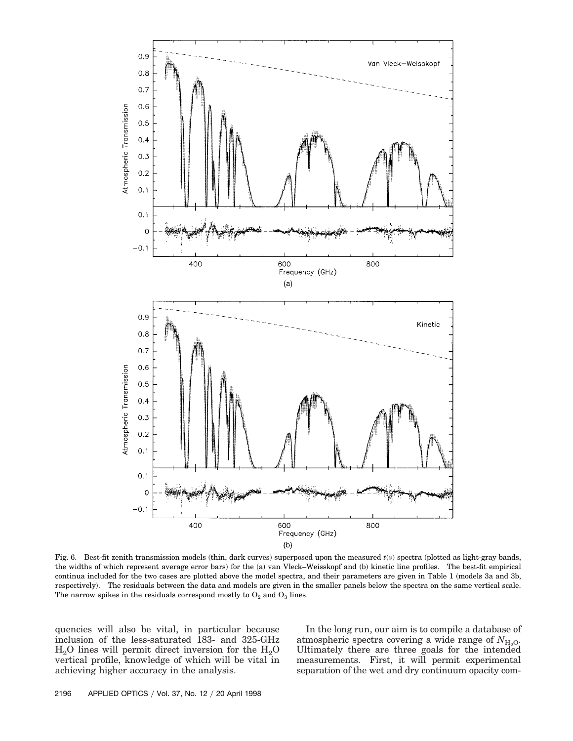Fig. 6. Best-fit zenith transmission models (thin, dark curves) superposed upon the measured $t(\nu)$ spectra (plotted as light-gray bands, the widths of which represent average error bars) for the (a) van Vleck–Weisskopf and (b) kinetic line profiles. The best-fit empirical continua included for the two cases are plotted above the model spectra, and their parameters are given in Table 1 (models 3a and 3b, respectively). The residuals between the data and models are given in the smaller panels below the spectra on the same vertical scale. The narrow spikes in the residuals correspond mostly to $O_2$ and $O_3$ lines.

quencies will also be vital, in particular because inclusion of the less-saturated 183- and 325-GHz $H_2O$ lines will permit direct inversion for the $H_2O$ vertical profile, knowledge of which will be vital in achieving higher accuracy in the analysis.

In the long run, our aim is to compile a database of atmospheric spectra covering a wide range of $N_{H_2O}$. Ultimately there are three goals for the intended measurements. First, it will permit experimental separation of the wet and dry continuum opacity com-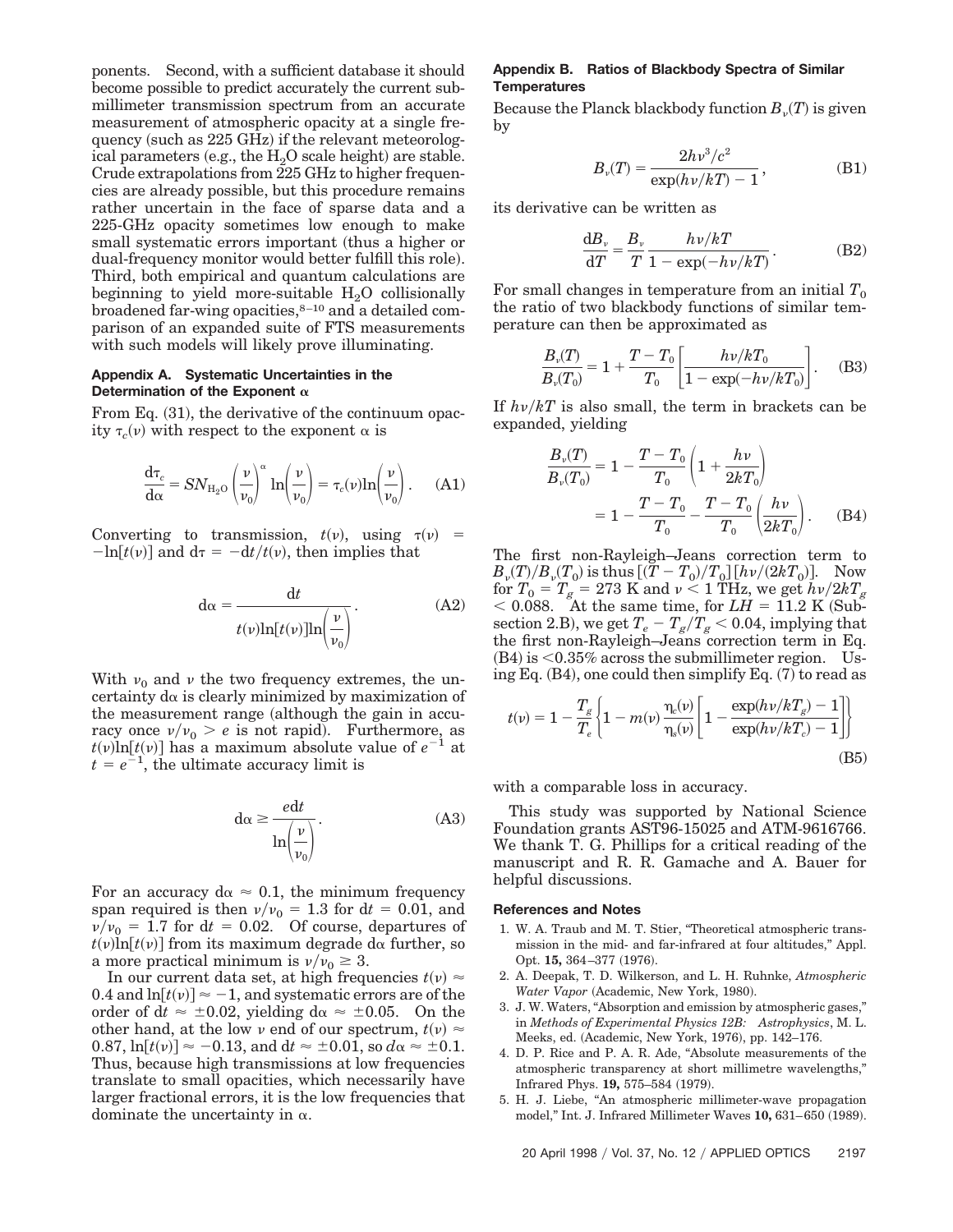ponents. Second, with a sufficient database it should become possible to predict accurately the current submillimeter transmission spectrum from an accurate measurement of atmospheric opacity at a single frequency (such as 225 GHz) if the relevant meteorological parameters (e.g., the $H_2O$ scale height) are stable. Crude extrapolations from 225 GHz to higher frequencies are already possible, but this procedure remains rather uncertain in the face of sparse data and a 225-GHz opacity sometimes low enough to make small systematic errors important (thus a higher or dual-frequency monitor would better fulfill this role). Third, both empirical and quantum calculations are beginning to yield more-suitable $H_2O$ collisionally broadened far-wing opacities,[8–10] and a detailed comparison of an expanded suite of FTS measurements with such models will likely prove illuminating.

## Appendix A. Systematic Uncertainties in the Determination of the Exponent $\alpha$

From Eq. (31), the derivative of the continuum opacity $\tau_c(\nu)$ with respect to the exponent $\alpha$ is

$$\frac{d\tau_c}{d\alpha} = SN_{H_2O}\left(\frac{\nu}{\nu_0}\right)^{\alpha}\ln\left(\frac{\nu}{\nu_0}\right) = \tau_c(\nu)\ln\left(\frac{\nu}{\nu_0}\right). \quad \text{(A1)}$$

Converting to transmission, $t(\nu)$, using $\tau(\nu) = -\ln[t(\nu)]$ and $d\tau = -dt/t(\nu)$, then implies that

$$d\alpha = \frac{dt}{t(\nu)\ln[t(\nu)]\ln\left(\frac{\nu}{\nu_0}\right)}. \quad \text{(A2)}$$

With $\nu_0$ and $\nu$ the two frequency extremes, the uncertainty $d\alpha$ is clearly minimized by maximization of the measurement range (although the gain in accuracy once $\nu/\nu_0 > e$ is not rapid). Furthermore, as $t(\nu)\ln[t(\nu)]$ has a maximum absolute value of $e^{-1}$ at $t = e^{-1}$, the ultimate accuracy limit is

$$d\alpha \geq \frac{e\,dt}{\ln\left(\frac{\nu}{\nu_0}\right)}. \quad \text{(A3)}$$

For an accuracy $d\alpha \approx 0.1$, the minimum frequency span required is then $\nu/\nu_0 = 1.3$ for $dt = 0.01$, and $\nu/\nu_0 = 1.7$ for $dt = 0.02$. Of course, departures of $t(\nu)\ln[t(\nu)]$ from its maximum degrade $d\alpha$ further, so a more practical minimum is $\nu/\nu_0 \geq 3$.

In our current data set, at high frequencies $t(\nu) \approx 0.4$ and $\ln[t(\nu)] \approx -1$, and systematic errors are of the order of $dt \approx \pm 0.02$, yielding $d\alpha \approx \pm 0.05$. On the other hand, at the low $\nu$ end of our spectrum, $t(\nu) \approx 0.87$, $\ln[t(\nu)] \approx -0.13$, and $dt \approx \pm 0.01$, so $d\alpha \approx \pm 0.1$. Thus, because high transmissions at low frequencies translate to small opacities, which necessarily have larger fractional errors, it is the low frequencies that dominate the uncertainty in $\alpha$.

## Appendix B. Ratios of Blackbody Spectra of Similar Temperatures

Because the Planck blackbody function $B_\nu(T)$ is given by

$$B_\nu(T) = \frac{2h\nu^3/c^2}{\exp(h\nu/kT) - 1}, \quad \text{(B1)}$$

its derivative can be written as

$$\frac{dB_\nu}{dT} = \frac{B_\nu}{T}\frac{h\nu/kT}{1 - \exp(-h\nu/kT)}. \quad \text{(B2)}$$

For small changes in temperature from an initial $T_0$ the ratio of two blackbody functions of similar temperature can then be approximated as

$$\frac{B_\nu(T)}{B_\nu(T_0)} = 1 + \frac{T - T_0}{T_0}\left[\frac{h\nu/kT_0}{1 - \exp(-h\nu/kT_0)}\right]. \quad \text{(B3)}$$

If $h\nu/kT$ is also small, the term in brackets can be expanded, yielding

$$\begin{aligned}\frac{B_\nu(T)}{B_\nu(T_0)} &= 1 - \frac{T - T_0}{T_0}\left(1 + \frac{h\nu}{2kT_0}\right) \\ &= 1 - \frac{T - T_0}{T_0} - \frac{T - T_0}{T_0}\left(\frac{h\nu}{2kT_0}\right). \end{aligned} \quad \text{(B4)}$$

The first non-Rayleigh–Jeans correction term to $B_\nu(T)/B_\nu(T_0)$ is thus $[(T - T_0)/T_0][h\nu/(2kT_0)]$. Now for $T_0 = T_g = 273$ K and $\nu < 1$ THz, we get $h\nu/2kT_g < 0.088$. At the same time, for $LH = 11.2$ K (Subsection 2.B), we get $T_e - T_g/T_g < 0.04$, implying that the first non-Rayleigh–Jeans correction term in Eq. (B4) is <0.35% across the submillimeter region. Using Eq. (B4), one could then simplify Eq. (7) to read as

$$t(\nu) = 1 - \frac{T_g}{T_e}\left\{1 - m(\nu)\frac{\eta_c(\nu)}{\eta_s(\nu)}\left[1 - \frac{\exp(h\nu/kT_g) - 1}{\exp(h\nu/kT_c) - 1}\right]\right\} \quad \text{(B5)}$$

with a comparable loss in accuracy.

This study was supported by National Science Foundation grants AST96-15025 and ATM-9616766. We thank T. G. Phillips for a critical reading of the manuscript and R. R. Gamache and A. Bauer for helpful discussions.

## References and Notes

1. W. A. Traub and M. T. Stier, "Theoretical atmospheric transmission in the mid- and far-infrared at four altitudes," Appl. Opt. **15,** 364–377 (1976).
2. A. Deepak, T. D. Wilkerson, and L. H. Ruhnke, *Atmospheric Water Vapor* (Academic, New York, 1980).
3. J. W. Waters, "Absorption and emission by atmospheric gases," in *Methods of Experimental Physics 12B: Astrophysics*, M. L. Meeks, ed. (Academic, New York, 1976), pp. 142–176.
4. D. P. Rice and P. A. R. Ade, "Absolute measurements of the atmospheric transparency at short millimetre wavelengths," Infrared Phys. **19,** 575–584 (1979).
5. H. J. Liebe, "An atmospheric millimeter-wave propagation model," Int. J. Infrared Millimeter Waves **10,** 631–650 (1989).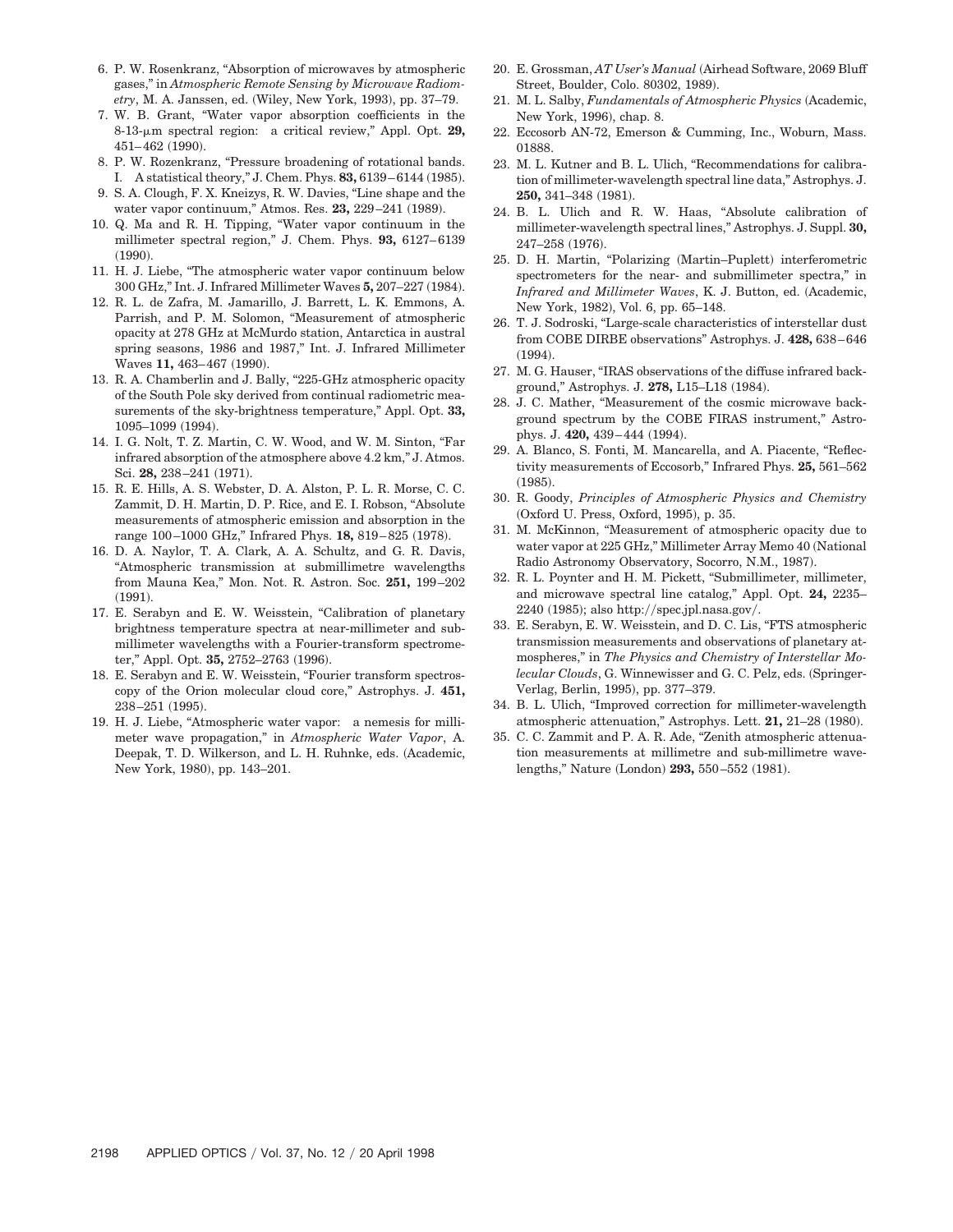6. P. W. Rosenkranz, "Absorption of microwaves by atmospheric gases," in *Atmospheric Remote Sensing by Microwave Radiometry*, M. A. Janssen, ed. (Wiley, New York, 1993), pp. 37–79.
7. W. B. Grant, "Water vapor absorption coefficients in the 8-13-μm spectral region: a critical review," Appl. Opt. **29,** 451–462 (1990).
8. P. W. Rozenkranz, "Pressure broadening of rotational bands. I. A statistical theory," J. Chem. Phys. **83,** 6139–6144 (1985).
9. S. A. Clough, F. X. Kneizys, R. W. Davies, "Line shape and the water vapor continuum," Atmos. Res. **23,** 229–241 (1989).
10. Q. Ma and R. H. Tipping, "Water vapor continuum in the millimeter spectral region," J. Chem. Phys. **93,** 6127–6139 (1990).
11. H. J. Liebe, "The atmospheric water vapor continuum below 300 GHz," Int. J. Infrared Millimeter Waves **5,** 207–227 (1984).
12. R. L. de Zafra, M. Jamarillo, J. Barrett, L. K. Emmons, A. Parrish, and P. M. Solomon, "Measurement of atmospheric opacity at 278 GHz at McMurdo station, Antarctica in austral spring seasons, 1986 and 1987," Int. J. Infrared Millimeter Waves **11,** 463–467 (1990).
13. R. A. Chamberlin and J. Bally, "225-GHz atmospheric opacity of the South Pole sky derived from continual radiometric measurements of the sky-brightness temperature," Appl. Opt. **33,** 1095–1099 (1994).
14. I. G. Nolt, T. Z. Martin, C. W. Wood, and W. M. Sinton, "Far infrared absorption of the atmosphere above 4.2 km," J. Atmos. Sci. **28,** 238–241 (1971).
15. R. E. Hills, A. S. Webster, D. A. Alston, P. L. R. Morse, C. C. Zammit, D. H. Martin, D. P. Rice, and E. I. Robson, "Absolute measurements of atmospheric emission and absorption in the range 100–1000 GHz," Infrared Phys. **18,** 819–825 (1978).
16. D. A. Naylor, T. A. Clark, A. A. Schultz, and G. R. Davis, "Atmospheric transmission at submillimetre wavelengths from Mauna Kea," Mon. Not. R. Astron. Soc. **251,** 199–202 (1991).
17. E. Serabyn and E. W. Weisstein, "Calibration of planetary brightness temperature spectra at near-millimeter and submillimeter wavelengths with a Fourier-transform spectrometer," Appl. Opt. **35,** 2752–2763 (1996).
18. E. Serabyn and E. W. Weisstein, "Fourier transform spectroscopy of the Orion molecular cloud core," Astrophys. J. **451,** 238–251 (1995).
19. H. J. Liebe, "Atmospheric water vapor: a nemesis for millimeter wave propagation," in *Atmospheric Water Vapor*, A. Deepak, T. D. Wilkerson, and L. H. Ruhnke, eds. (Academic, New York, 1980), pp. 143–201.
20. E. Grossman, *AT User's Manual* (Airhead Software, 2069 Bluff Street, Boulder, Colo. 80302, 1989).
21. M. L. Salby, *Fundamentals of Atmospheric Physics* (Academic, New York, 1996), chap. 8.
22. Eccosorb AN-72, Emerson & Cumming, Inc., Woburn, Mass. 01888.
23. M. L. Kutner and B. L. Ulich, "Recommendations for calibration of millimeter-wavelength spectral line data," Astrophys. J. **250,** 341–348 (1981).
24. B. L. Ulich and R. W. Haas, "Absolute calibration of millimeter-wavelength spectral lines," Astrophys. J. Suppl. **30,** 247–258 (1976).
25. D. H. Martin, "Polarizing (Martin–Puplett) interferometric spectrometers for the near- and submillimeter spectra," in *Infrared and Millimeter Waves*, K. J. Button, ed. (Academic, New York, 1982), Vol. 6, pp. 65–148.
26. T. J. Sodroski, "Large-scale characteristics of interstellar dust from COBE DIRBE observations" Astrophys. J. **428,** 638–646 (1994).
27. M. G. Hauser, "IRAS observations of the diffuse infrared background," Astrophys. J. **278,** L15–L18 (1984).
28. J. C. Mather, "Measurement of the cosmic microwave background spectrum by the COBE FIRAS instrument," Astrophys. J. **420,** 439–444 (1994).
29. A. Blanco, S. Fonti, M. Mancarella, and A. Piacente, "Reflectivity measurements of Eccosorb," Infrared Phys. **25,** 561–562 (1985).
30. R. Goody, *Principles of Atmospheric Physics and Chemistry* (Oxford U. Press, Oxford, 1995), p. 35.
31. M. McKinnon, "Measurement of atmospheric opacity due to water vapor at 225 GHz," Millimeter Array Memo 40 (National Radio Astronomy Observatory, Socorro, N.M., 1987).
32. R. L. Poynter and H. M. Pickett, "Submillimeter, millimeter, and microwave spectral line catalog," Appl. Opt. **24,** 2235–2240 (1985); also http://spec.jpl.nasa.gov/.
33. E. Serabyn, E. W. Weisstein, and D. C. Lis, "FTS atmospheric transmission measurements and observations of planetary atmospheres," in *The Physics and Chemistry of Interstellar Molecular Clouds*, G. Winnewisser and G. C. Pelz, eds. (Springer-Verlag, Berlin, 1995), pp. 377–379.
34. B. L. Ulich, "Improved correction for millimeter-wavelength atmospheric attenuation," Astrophys. Lett. **21,** 21–28 (1980).
35. C. C. Zammit and P. A. R. Ade, "Zenith atmospheric attenuation measurements at millimetre and sub-millimetre wavelengths," Nature (London) **293,** 550–552 (1981).